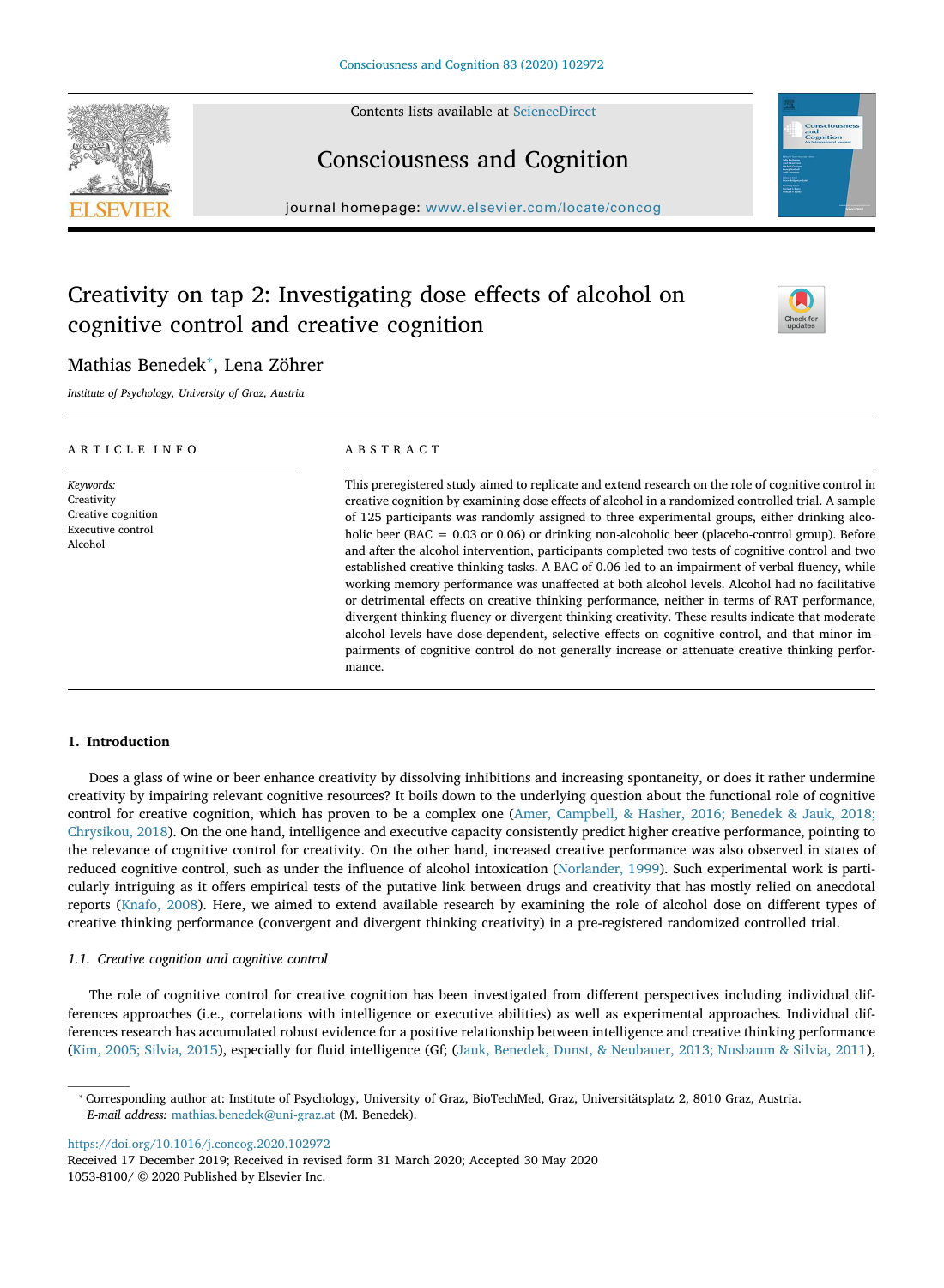# Creativity on tap 2: Investigating dose effects of alcohol on cognitive control and creative cognition

Mathias Benedek*, Lena Zöhrer

*Institute of Psychology, University of Graz, Austria*

## ARTICLE INFO

*Keywords:*
Creativity
Creative cognition
Executive control
Alcohol

## ABSTRACT

This preregistered study aimed to replicate and extend research on the role of cognitive control in creative cognition by examining dose effects of alcohol in a randomized controlled trial. A sample of 125 participants was randomly assigned to three experimental groups, either drinking alcoholic beer (BAC = 0.03 or 0.06) or drinking non-alcoholic beer (placebo-control group). Before and after the alcohol intervention, participants completed two tests of cognitive control and two established creative thinking tasks. A BAC of 0.06 led to an impairment of verbal fluency, while working memory performance was unaffected at both alcohol levels. Alcohol had no facilitative or detrimental effects on creative thinking performance, neither in terms of RAT performance, divergent thinking fluency or divergent thinking creativity. These results indicate that moderate alcohol levels have dose-dependent, selective effects on cognitive control, and that minor impairments of cognitive control do not generally increase or attenuate creative thinking performance.

## 1. Introduction

Does a glass of wine or beer enhance creativity by dissolving inhibitions and increasing spontaneity, or does it rather undermine creativity by impairing relevant cognitive resources? It boils down to the underlying question about the functional role of cognitive control for creative cognition, which has proven to be a complex one (Amer, Campbell, & Hasher, 2016; Benedek & Jauk, 2018; Chrysikou, 2018). On the one hand, intelligence and executive capacity consistently predict higher creative performance, pointing to the relevance of cognitive control for creativity. On the other hand, increased creative performance was also observed in states of reduced cognitive control, such as under the influence of alcohol intoxication (Norlander, 1999). Such experimental work is particularly intriguing as it offers empirical tests of the putative link between drugs and creativity that has mostly relied on anecdotal reports (Knafo, 2008). Here, we aimed to extend available research by examining the role of alcohol dose on different types of creative thinking performance (convergent and divergent thinking creativity) in a pre-registered randomized controlled trial.

### 1.1. Creative cognition and cognitive control

The role of cognitive control for creative cognition has been investigated from different perspectives including individual differences approaches (i.e., correlations with intelligence or executive abilities) as well as experimental approaches. Individual differences research has accumulated robust evidence for a positive relationship between intelligence and creative thinking performance (Kim, 2005; Silvia, 2015), especially for fluid intelligence (Gf; (Jauk, Benedek, Dunst, & Neubauer, 2013; Nusbaum & Silvia, 2011),

* Corresponding author at: Institute of Psychology, University of Graz, BioTechMed, Graz, Universitätsplatz 2, 8010 Graz, Austria.
*E-mail address:* mathias.benedek@uni-graz.at (M. Benedek).

https://doi.org/10.1016/j.concog.2020.102972
Received 17 December 2019; Received in revised form 31 March 2020; Accepted 30 May 2020
1053-8100/ © 2020 Published by Elsevier Inc.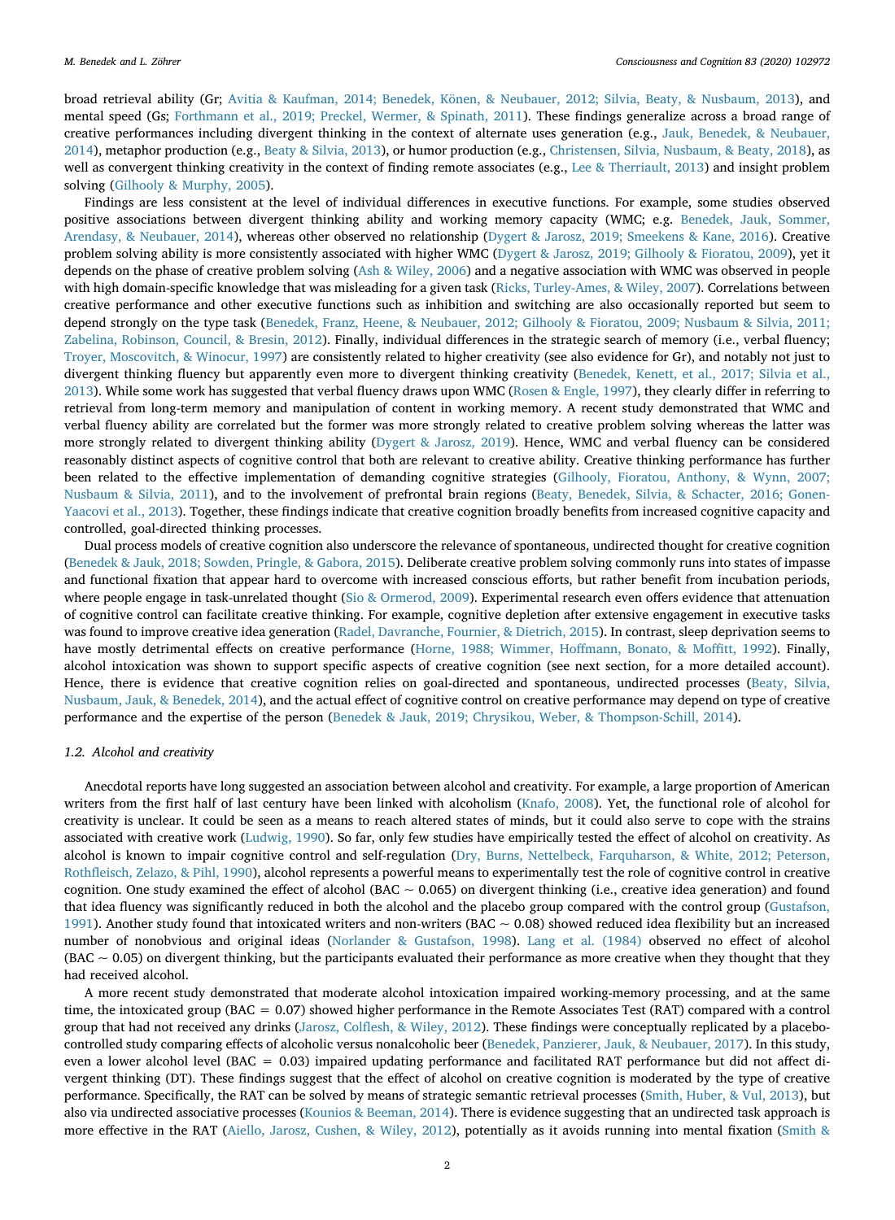broad retrieval ability (Gr; Avitia & Kaufman, 2014; Benedek, Könen, & Neubauer, 2012; Silvia, Beaty, & Nusbaum, 2013), and mental speed (Gs; Forthmann et al., 2019; Preckel, Wermer, & Spinath, 2011). These findings generalize across a broad range of creative performances including divergent thinking in the context of alternate uses generation (e.g., Jauk, Benedek, & Neubauer, 2014), metaphor production (e.g., Beaty & Silvia, 2013), or humor production (e.g., Christensen, Silvia, Nusbaum, & Beaty, 2018), as well as convergent thinking creativity in the context of finding remote associates (e.g., Lee & Therriault, 2013) and insight problem solving (Gilhooly & Murphy, 2005).

Findings are less consistent at the level of individual differences in executive functions. For example, some studies observed positive associations between divergent thinking ability and working memory capacity (WMC; e.g. Benedek, Jauk, Sommer, Arendasy, & Neubauer, 2014), whereas other observed no relationship (Dygert & Jarosz, 2019; Smeekens & Kane, 2016). Creative problem solving ability is more consistently associated with higher WMC (Dygert & Jarosz, 2019; Gilhooly & Fioratou, 2009), yet it depends on the phase of creative problem solving (Ash & Wiley, 2006) and a negative association with WMC was observed in people with high domain-specific knowledge that was misleading for a given task (Ricks, Turley-Ames, & Wiley, 2007). Correlations between creative performance and other executive functions such as inhibition and switching are also occasionally reported but seem to depend strongly on the type task (Benedek, Franz, Heene, & Neubauer, 2012; Gilhooly & Fioratou, 2009; Nusbaum & Silvia, 2011; Zabelina, Robinson, Council, & Bresin, 2012). Finally, individual differences in the strategic search of memory (i.e., verbal fluency; Troyer, Moscovitch, & Winocur, 1997) are consistently related to higher creativity (see also evidence for Gr), and notably not just to divergent thinking fluency but apparently even more to divergent thinking creativity (Benedek, Kenett, et al., 2017; Silvia et al., 2013). While some work has suggested that verbal fluency draws upon WMC (Rosen & Engle, 1997), they clearly differ in referring to retrieval from long-term memory and manipulation of content in working memory. A recent study demonstrated that WMC and verbal fluency ability are correlated but the former was more strongly related to creative problem solving whereas the latter was more strongly related to divergent thinking ability (Dygert & Jarosz, 2019). Hence, WMC and verbal fluency can be considered reasonably distinct aspects of cognitive control that both are relevant to creative ability. Creative thinking performance has further been related to the effective implementation of demanding cognitive strategies (Gilhooly, Fioratou, Anthony, & Wynn, 2007; Nusbaum & Silvia, 2011), and to the involvement of prefrontal brain regions (Beaty, Benedek, Silvia, & Schacter, 2016; Gonen-Yaacovi et al., 2013). Together, these findings indicate that creative cognition broadly benefits from increased cognitive capacity and controlled, goal-directed thinking processes.

Dual process models of creative cognition also underscore the relevance of spontaneous, undirected thought for creative cognition (Benedek & Jauk, 2018; Sowden, Pringle, & Gabora, 2015). Deliberate creative problem solving commonly runs into states of impasse and functional fixation that appear hard to overcome with increased conscious efforts, but rather benefit from incubation periods, where people engage in task-unrelated thought (Sio & Ormerod, 2009). Experimental research even offers evidence that attenuation of cognitive control can facilitate creative thinking. For example, cognitive depletion after extensive engagement in executive tasks was found to improve creative idea generation (Radel, Davranche, Fournier, & Dietrich, 2015). In contrast, sleep deprivation seems to have mostly detrimental effects on creative performance (Horne, 1988; Wimmer, Hoffmann, Bonato, & Moffitt, 1992). Finally, alcohol intoxication was shown to support specific aspects of creative cognition (see next section, for a more detailed account). Hence, there is evidence that creative cognition relies on goal-directed and spontaneous, undirected processes (Beaty, Silvia, Nusbaum, Jauk, & Benedek, 2014), and the actual effect of cognitive control on creative performance may depend on type of creative performance and the expertise of the person (Benedek & Jauk, 2019; Chrysikou, Weber, & Thompson-Schill, 2014).

### 1.2. Alcohol and creativity

Anecdotal reports have long suggested an association between alcohol and creativity. For example, a large proportion of American writers from the first half of last century have been linked with alcoholism (Knafo, 2008). Yet, the functional role of alcohol for creativity is unclear. It could be seen as a means to reach altered states of minds, but it could also serve to cope with the strains associated with creative work (Ludwig, 1990). So far, only few studies have empirically tested the effect of alcohol on creativity. As alcohol is known to impair cognitive control and self-regulation (Dry, Burns, Nettelbeck, Farquharson, & White, 2012; Peterson, Rothfleisch, Zelazo, & Pihl, 1990), alcohol represents a powerful means to experimentally test the role of cognitive control in creative cognition. One study examined the effect of alcohol (BAC ~ 0.065) on divergent thinking (i.e., creative idea generation) and found that idea fluency was significantly reduced in both the alcohol and the placebo group compared with the control group (Gustafson, 1991). Another study found that intoxicated writers and non-writers (BAC ~ 0.08) showed reduced idea flexibility but an increased number of nonobvious and original ideas (Norlander & Gustafson, 1998). Lang et al. (1984) observed no effect of alcohol (BAC ~ 0.05) on divergent thinking, but the participants evaluated their performance as more creative when they thought that they had received alcohol.

A more recent study demonstrated that moderate alcohol intoxication impaired working-memory processing, and at the same time, the intoxicated group (BAC = 0.07) showed higher performance in the Remote Associates Test (RAT) compared with a control group that had not received any drinks (Jarosz, Colflesh, & Wiley, 2012). These findings were conceptually replicated by a placebo-controlled study comparing effects of alcoholic versus nonalcoholic beer (Benedek, Panzierer, Jauk, & Neubauer, 2017). In this study, even a lower alcohol level (BAC = 0.03) impaired updating performance and facilitated RAT performance but did not affect divergent thinking (DT). These findings suggest that the effect of alcohol on creative cognition is moderated by the type of creative performance. Specifically, the RAT can be solved by means of strategic semantic retrieval processes (Smith, Huber, & Vul, 2013), but also via undirected associative processes (Kounios & Beeman, 2014). There is evidence suggesting that an undirected task approach is more effective in the RAT (Aiello, Jarosz, Cushen, & Wiley, 2012), potentially as it avoids running into mental fixation (Smith &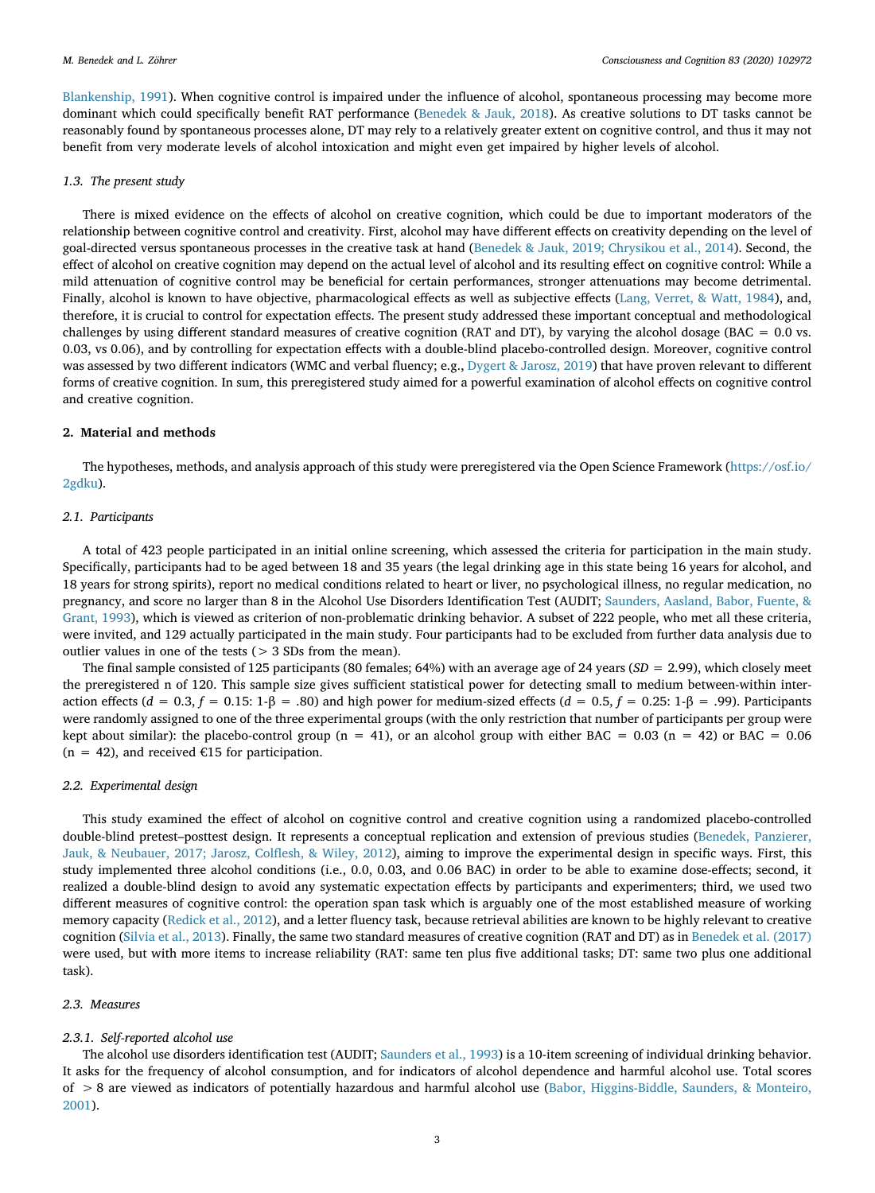Blankenship, 1991). When cognitive control is impaired under the influence of alcohol, spontaneous processing may become more dominant which could specifically benefit RAT performance (Benedek & Jauk, 2018). As creative solutions to DT tasks cannot be reasonably found by spontaneous processes alone, DT may rely to a relatively greater extent on cognitive control, and thus it may not benefit from very moderate levels of alcohol intoxication and might even get impaired by higher levels of alcohol.

### 1.3. The present study

There is mixed evidence on the effects of alcohol on creative cognition, which could be due to important moderators of the relationship between cognitive control and creativity. First, alcohol may have different effects on creativity depending on the level of goal-directed versus spontaneous processes in the creative task at hand (Benedek & Jauk, 2019; Chrysikou et al., 2014). Second, the effect of alcohol on creative cognition may depend on the actual level of alcohol and its resulting effect on cognitive control: While a mild attenuation of cognitive control may be beneficial for certain performances, stronger attenuations may become detrimental. Finally, alcohol is known to have objective, pharmacological effects as well as subjective effects (Lang, Verret, & Watt, 1984), and, therefore, it is crucial to control for expectation effects. The present study addressed these important conceptual and methodological challenges by using different standard measures of creative cognition (RAT and DT), by varying the alcohol dosage (BAC = 0.0 vs. 0.03, vs 0.06), and by controlling for expectation effects with a double-blind placebo-controlled design. Moreover, cognitive control was assessed by two different indicators (WMC and verbal fluency; e.g., Dygert & Jarosz, 2019) that have proven relevant to different forms of creative cognition. In sum, this preregistered study aimed for a powerful examination of alcohol effects on cognitive control and creative cognition.

## 2. Material and methods

The hypotheses, methods, and analysis approach of this study were preregistered via the Open Science Framework (https://osf.io/2gdku).

### 2.1. Participants

A total of 423 people participated in an initial online screening, which assessed the criteria for participation in the main study. Specifically, participants had to be aged between 18 and 35 years (the legal drinking age in this state being 16 years for alcohol, and 18 years for strong spirits), report no medical conditions related to heart or liver, no psychological illness, no regular medication, no pregnancy, and score no larger than 8 in the Alcohol Use Disorders Identification Test (AUDIT; Saunders, Aasland, Babor, Fuente, & Grant, 1993), which is viewed as criterion of non-problematic drinking behavior. A subset of 222 people, who met all these criteria, were invited, and 129 actually participated in the main study. Four participants had to be excluded from further data analysis due to outlier values in one of the tests (> 3 SDs from the mean).

The final sample consisted of 125 participants (80 females; 64%) with an average age of 24 years (*SD* = 2.99), which closely meet the preregistered n of 120. This sample size gives sufficient statistical power for detecting small to medium between-within interaction effects ($d = 0.3$, $f = 0.15$: $1\text{-}\beta = .80$) and high power for medium-sized effects ($d = 0.5$, $f = 0.25$: $1\text{-}\beta = .99$). Participants were randomly assigned to one of the three experimental groups (with the only restriction that number of participants per group were kept about similar): the placebo-control group (n = 41), or an alcohol group with either BAC = 0.03 (n = 42) or BAC = 0.06 (n = 42), and received €15 for participation.

### 2.2. Experimental design

This study examined the effect of alcohol on cognitive control and creative cognition using a randomized placebo-controlled double-blind pretest–posttest design. It represents a conceptual replication and extension of previous studies (Benedek, Panzierer, Jauk, & Neubauer, 2017; Jarosz, Colflesh, & Wiley, 2012), aiming to improve the experimental design in specific ways. First, this study implemented three alcohol conditions (i.e., 0.0, 0.03, and 0.06 BAC) in order to be able to examine dose-effects; second, it realized a double-blind design to avoid any systematic expectation effects by participants and experimenters; third, we used two different measures of cognitive control: the operation span task which is arguably one of the most established measure of working memory capacity (Redick et al., 2012), and a letter fluency task, because retrieval abilities are known to be highly relevant to creative cognition (Silvia et al., 2013). Finally, the same two standard measures of creative cognition (RAT and DT) as in Benedek et al. (2017) were used, but with more items to increase reliability (RAT: same ten plus five additional tasks; DT: same two plus one additional task).

### 2.3. Measures

#### 2.3.1. Self-reported alcohol use

The alcohol use disorders identification test (AUDIT; Saunders et al., 1993) is a 10-item screening of individual drinking behavior. It asks for the frequency of alcohol consumption, and for indicators of alcohol dependence and harmful alcohol use. Total scores of > 8 are viewed as indicators of potentially hazardous and harmful alcohol use (Babor, Higgins-Biddle, Saunders, & Monteiro, 2001).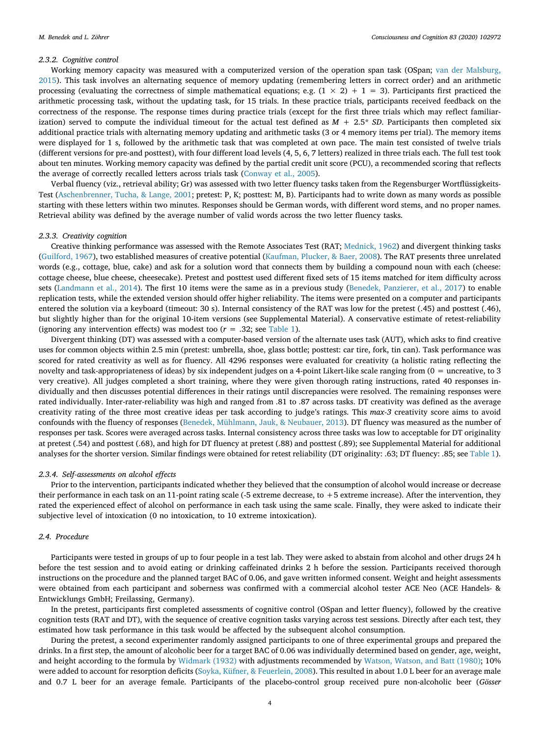### 2.3.2. Cognitive control

Working memory capacity was measured with a computerized version of the operation span task (OSpan; van der Malsburg, 2015). This task involves an alternating sequence of memory updating (remembering letters in correct order) and an arithmetic processing (evaluating the correctness of simple mathematical equations; e.g. $(1 \times 2) + 1 = 3$). Participants first practiced the arithmetic processing task, without the updating task, for 15 trials. In these practice trials, participants received feedback on the correctness of the response. The response times during practice trials (except for the first three trials which may reflect familiarization) served to compute the individual timeout for the actual test defined as $M + 2.5^{*}\ SD$. Participants then completed six additional practice trials with alternating memory updating and arithmetic tasks (3 or 4 memory items per trial). The memory items were displayed for 1 s, followed by the arithmetic task that was completed at own pace. The main test consisted of twelve trials (different versions for pre-and posttest), with four different load levels (4, 5, 6, 7 letters) realized in three trials each. The full test took about ten minutes. Working memory capacity was defined by the partial credit unit score (PCU), a recommended scoring that reflects the average of correctly recalled letters across trials task (Conway et al., 2005).

Verbal fluency (viz., retrieval ability; Gr) was assessed with two letter fluency tasks taken from the Regensburger Wortflüssigkeits-Test (Aschenbrenner, Tucha, & Lange, 2001; pretest: P, K; posttest: M, B). Participants had to write down as many words as possible starting with these letters within two minutes. Responses should be German words, with different word stems, and no proper names. Retrieval ability was defined by the average number of valid words across the two letter fluency tasks.

### 2.3.3. Creativity cognition

Creative thinking performance was assessed with the Remote Associates Test (RAT; Mednick, 1962) and divergent thinking tasks (Guilford, 1967), two established measures of creative potential (Kaufman, Plucker, & Baer, 2008). The RAT presents three unrelated words (e.g., cottage, blue, cake) and ask for a solution word that connects them by building a compound noun with each (cheese: cottage cheese, blue cheese, cheesecake). Pretest and posttest used different fixed sets of 15 items matched for item difficulty across sets (Landmann et al., 2014). The first 10 items were the same as in a previous study (Benedek, Panzierer, et al., 2017) to enable replication tests, while the extended version should offer higher reliability. The items were presented on a computer and participants entered the solution via a keyboard (timeout: 30 s). Internal consistency of the RAT was low for the pretest (.45) and posttest (.46), but slightly higher than for the original 10-item versions (see Supplemental Material). A conservative estimate of retest-reliability (ignoring any intervention effects) was modest too ($r = .32$; see Table 1).

Divergent thinking (DT) was assessed with a computer-based version of the alternate uses task (AUT), which asks to find creative uses for common objects within 2.5 min (pretest: umbrella, shoe, glass bottle; posttest: car tire, fork, tin can). Task performance was scored for rated creativity as well as for fluency. All 4296 responses were evaluated for creativity (a holistic rating reflecting the novelty and task-appropriateness of ideas) by six independent judges on a 4-point Likert-like scale ranging from (0 = uncreative, to 3 very creative). All judges completed a short training, where they were given thorough rating instructions, rated 40 responses individually and then discusses potential differences in their ratings until discrepancies were resolved. The remaining responses were rated individually. Inter-rater-reliability was high and ranged from .81 to .87 across tasks. DT creativity was defined as the average creativity rating of the three most creative ideas per task according to judge's ratings. This *max-3* creativity score aims to avoid confounds with the fluency of responses (Benedek, Mühlmann, Jauk, & Neubauer, 2013). DT fluency was measured as the number of responses per task. Scores were averaged across tasks. Internal consistency across three tasks was low to acceptable for DT originality at pretest (.54) and posttest (.68), and high for DT fluency at pretest (.88) and posttest (.89); see Supplemental Material for additional analyses for the shorter version. Similar findings were obtained for retest reliability (DT originality: .63; DT fluency: .85; see Table 1).

### 2.3.4. Self-assessments on alcohol effects

Prior to the intervention, participants indicated whether they believed that the consumption of alcohol would increase or decrease their performance in each task on an 11-point rating scale (-5 extreme decrease, to +5 extreme increase). After the intervention, they rated the experienced effect of alcohol on performance in each task using the same scale. Finally, they were asked to indicate their subjective level of intoxication (0 no intoxication, to 10 extreme intoxication).

## 2.4. Procedure

Participants were tested in groups of up to four people in a test lab. They were asked to abstain from alcohol and other drugs 24 h before the test session and to avoid eating or drinking caffeinated drinks 2 h before the session. Participants received thorough instructions on the procedure and the planned target BAC of 0.06, and gave written informed consent. Weight and height assessments were obtained from each participant and soberness was confirmed with a commercial alcohol tester ACE Neo (ACE Handels- & Entwicklungs GmbH; Freilassing, Germany).

In the pretest, participants first completed assessments of cognitive control (OSpan and letter fluency), followed by the creative cognition tests (RAT and DT), with the sequence of creative cognition tasks varying across test sessions. Directly after each test, they estimated how task performance in this task would be affected by the subsequent alcohol consumption.

During the pretest, a second experimenter randomly assigned participants to one of three experimental groups and prepared the drinks. In a first step, the amount of alcoholic beer for a target BAC of 0.06 was individually determined based on gender, age, weight, and height according to the formula by Widmark (1932) with adjustments recommended by Watson, Watson, and Batt (1980); 10% were added to account for resorption deficits (Soyka, Küfner, & Feuerlein, 2008). This resulted in about 1.0 L beer for an average male and 0.7 L beer for an average female. Participants of the placebo-control group received pure non-alcoholic beer (*Gösser*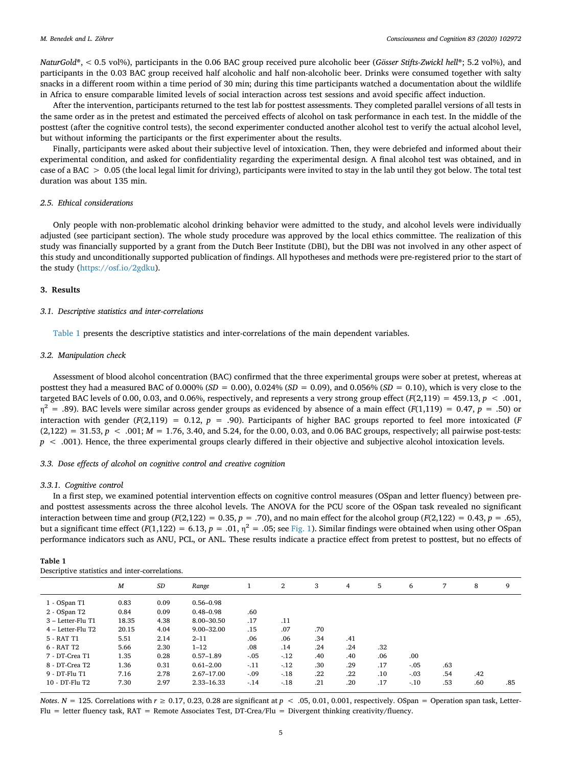*NaturGold*®, < 0.5 vol%), participants in the 0.06 BAC group received pure alcoholic beer (*Gösser Stifts-Zwickl hell*®; 5.2 vol%), and participants in the 0.03 BAC group received half alcoholic and half non-alcoholic beer. Drinks were consumed together with salty snacks in a different room within a time period of 30 min; during this time participants watched a documentation about the wildlife in Africa to ensure comparable limited levels of social interaction across test sessions and avoid specific affect induction.

After the intervention, participants returned to the test lab for posttest assessments. They completed parallel versions of all tests in the same order as in the pretest and estimated the perceived effects of alcohol on task performance in each test. In the middle of the posttest (after the cognitive control tests), the second experimenter conducted another alcohol test to verify the actual alcohol level, but without informing the participants or the first experimenter about the results.

Finally, participants were asked about their subjective level of intoxication. Then, they were debriefed and informed about their experimental condition, and asked for confidentiality regarding the experimental design. A final alcohol test was obtained, and in case of a BAC > 0.05 (the local legal limit for driving), participants were invited to stay in the lab until they got below. The total test duration was about 135 min.

### 2.5. Ethical considerations

Only people with non-problematic alcohol drinking behavior were admitted to the study, and alcohol levels were individually adjusted (see participant section). The whole study procedure was approved by the local ethics committee. The realization of this study was financially supported by a grant from the Dutch Beer Institute (DBI), but the DBI was not involved in any other aspect of this study and unconditionally supported publication of findings. All hypotheses and methods were pre-registered prior to the start of the study (https://osf.io/2gdku).

## 3. Results

### 3.1. Descriptive statistics and inter-correlations

Table 1 presents the descriptive statistics and inter-correlations of the main dependent variables.

### 3.2. Manipulation check

Assessment of blood alcohol concentration (BAC) confirmed that the three experimental groups were sober at pretest, whereas at posttest they had a measured BAC of 0.000% ($SD = 0.00$), 0.024% ($SD = 0.09$), and 0.056% ($SD = 0.10$), which is very close to the targeted BAC levels of 0.00, 0.03, and 0.06%, respectively, and represents a very strong group effect ($F(2,119) = 459.13$, $p < .001$, $\eta^2 = .89$). BAC levels were similar across gender groups as evidenced by absence of a main effect ($F(1,119) = 0.47$, $p = .50$) or interaction with gender ($F(2,119) = 0.12$, $p = .90$). Participants of higher BAC groups reported to feel more intoxicated ($F(2,122) = 31.53$, $p < .001$; $M = 1.76$, 3.40, and 5.24, for the 0.00, 0.03, and 0.06 BAC groups, respectively; all pairwise post-tests: $p < .001$). Hence, the three experimental groups clearly differed in their objective and subjective alcohol intoxication levels.

### 3.3. Dose effects of alcohol on cognitive control and creative cognition

#### 3.3.1. Cognitive control

In a first step, we examined potential intervention effects on cognitive control measures (OSpan and letter fluency) between pre- and posttest assessments across the three alcohol levels. The ANOVA for the PCU score of the OSpan task revealed no significant interaction between time and group ($F(2,122) = 0.35$, $p = .70$), and no main effect for the alcohol group ($F(2,122) = 0.43$, $p = .65$), but a significant time effect ($F(1,122) = 6.13$, $p = .01$, $\eta^2 = .05$; see Fig. 1). Similar findings were obtained when using other OSpan performance indicators such as ANU, PCL, or ANL. These results indicate a practice effect from pretest to posttest, but no effects of

**Table 1**
Descriptive statistics and inter-correlations.

| | *M* | *SD* | *Range* | 1 | 2 | 3 | 4 | 5 | 6 | 7 | 8 | 9 |
|---|---|---|---|---|---|---|---|---|---|---|---|---|
| 1 - OSpan T1 | 0.83 | 0.09 | 0.56–0.98 | | | | | | | | | |
| 2 - OSpan T2 | 0.84 | 0.09 | 0.48–0.98 | .60 | | | | | | | | |
| 3 – Letter-Flu T1 | 18.35 | 4.38 | 8.00–30.50 | .17 | .11 | | | | | | | |
| 4 – Letter-Flu T2 | 20.15 | 4.04 | 9.00–32.00 | .15 | .07 | .70 | | | | | | |
| 5 - RAT T1 | 5.51 | 2.14 | 2–11 | .06 | .06 | .34 | .41 | | | | | |
| 6 - RAT T2 | 5.66 | 2.30 | 1–12 | .08 | .14 | .24 | .24 | .32 | | | | |
| 7 - DT-Crea T1 | 1.35 | 0.28 | 0.57–1.89 | -.05 | -.12 | .40 | .40 | .06 | .00 | | | |
| 8 - DT-Crea T2 | 1.36 | 0.31 | 0.61–2.00 | -.11 | -.12 | .30 | .29 | .17 | -.05 | .63 | | |
| 9 - DT-Flu T1 | 7.16 | 2.78 | 2.67–17.00 | -.09 | -.18 | .22 | .22 | .10 | -.03 | .54 | .42 | |
| 10 - DT-Flu T2 | 7.30 | 2.97 | 2.33–16.33 | -.14 | -.18 | .21 | .20 | .17 | -.10 | .53 | .60 | .85 |

*Notes*. $N = 125$. Correlations with $r \geq 0.17$, 0.23, 0.28 are significant at $p < .05$, 0.01, 0.001, respectively. OSpan = Operation span task, Letter-Flu = letter fluency task, RAT = Remote Associates Test, DT-Crea/Flu = Divergent thinking creativity/fluency.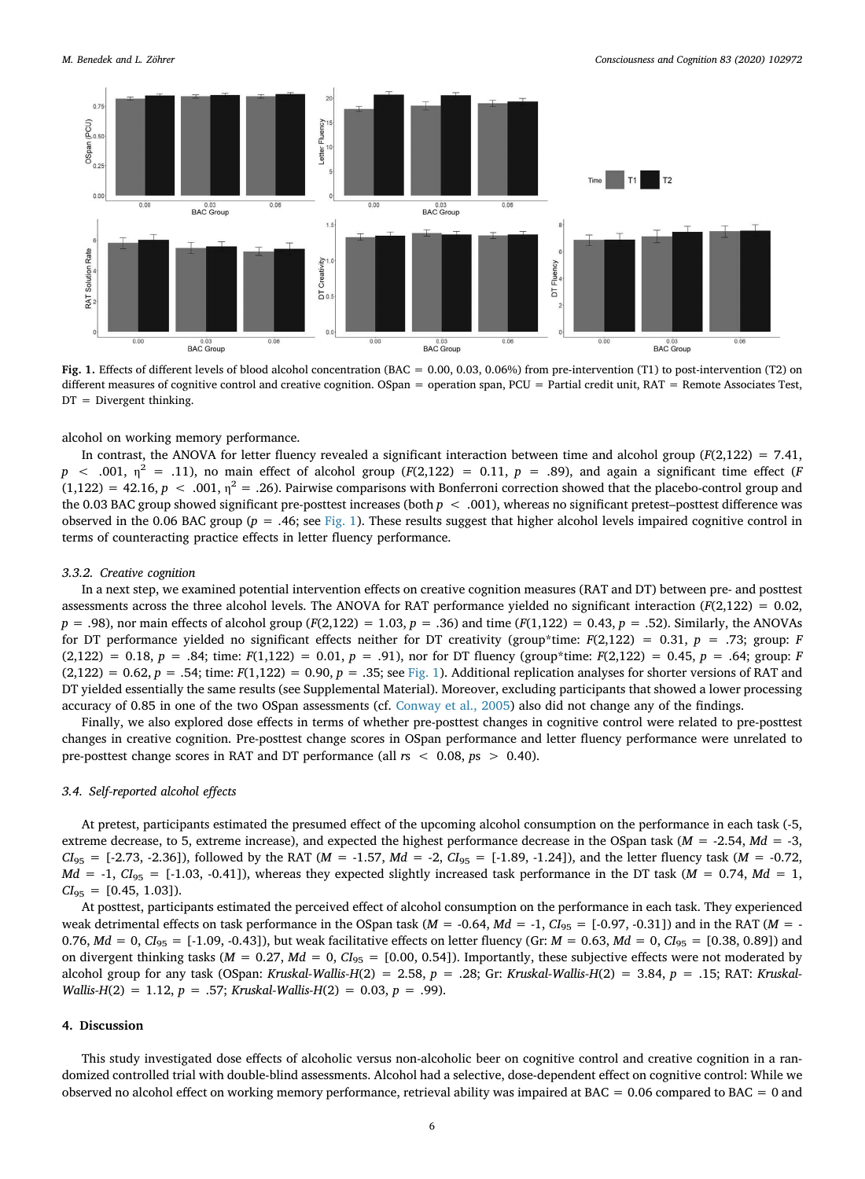**Fig. 1.** Effects of different levels of blood alcohol concentration (BAC = 0.00, 0.03, 0.06%) from pre-intervention (T1) to post-intervention (T2) on different measures of cognitive control and creative cognition. OSpan = operation span, PCU = Partial credit unit, RAT = Remote Associates Test, DT = Divergent thinking.

alcohol on working memory performance.

In contrast, the ANOVA for letter fluency revealed a significant interaction between time and alcohol group ($F(2,122) = 7.41$, $p < .001$, $\eta^2 = .11$), no main effect of alcohol group ($F(2,122) = 0.11$, $p = .89$), and again a significant time effect ($F(1,122) = 42.16$, $p < .001$, $\eta^2 = .26$). Pairwise comparisons with Bonferroni correction showed that the placebo-control group and the 0.03 BAC group showed significant pre-posttest increases (both $p < .001$), whereas no significant pretest–posttest difference was observed in the 0.06 BAC group ($p = .46$; see Fig. 1). These results suggest that higher alcohol levels impaired cognitive control in terms of counteracting practice effects in letter fluency performance.

### 3.3.2. Creative cognition

In a next step, we examined potential intervention effects on creative cognition measures (RAT and DT) between pre- and posttest assessments across the three alcohol levels. The ANOVA for RAT performance yielded no significant interaction ($F(2,122) = 0.02$, $p = .98$), nor main effects of alcohol group ($F(2,122) = 1.03$, $p = .36$) and time ($F(1,122) = 0.43$, $p = .52$). Similarly, the ANOVAs for DT performance yielded no significant effects neither for DT creativity (group*time: $F(2,122) = 0.31$, $p = .73$; group: $F(2,122) = 0.18$, $p = .84$; time: $F(1,122) = 0.01$, $p = .91$), nor for DT fluency (group*time: $F(2,122) = 0.45$, $p = .64$; group: $F(2,122) = 0.62$, $p = .54$; time: $F(1,122) = 0.90$, $p = .35$; see Fig. 1). Additional replication analyses for shorter versions of RAT and DT yielded essentially the same results (see Supplemental Material). Moreover, excluding participants that showed a lower processing accuracy of 0.85 in one of the two OSpan assessments (cf. Conway et al., 2005) also did not change any of the findings.

Finally, we also explored dose effects in terms of whether pre-posttest changes in cognitive control were related to pre-posttest changes in creative cognition. Pre-posttest change scores in OSpan performance and letter fluency performance were unrelated to pre-posttest change scores in RAT and DT performance (all $rs < 0.08$, $ps > 0.40$).

## 3.4. Self-reported alcohol effects

At pretest, participants estimated the presumed effect of the upcoming alcohol consumption on the performance in each task (-5, extreme decrease, to 5, extreme increase), and expected the highest performance decrease in the OSpan task ($M = -2.54$, $Md = -3$, $CI_{95} = [-2.73, -2.36]$), followed by the RAT ($M = -1.57$, $Md = -2$, $CI_{95} = [-1.89, -1.24]$), and the letter fluency task ($M = -0.72$, $Md = -1$, $CI_{95} = [-1.03, -0.41]$), whereas they expected slightly increased task performance in the DT task ($M = 0.74$, $Md = 1$, $CI_{95} = [0.45, 1.03]$).

At posttest, participants estimated the perceived effect of alcohol consumption on the performance in each task. They experienced weak detrimental effects on task performance in the OSpan task ($M = -0.64$, $Md = -1$, $CI_{95} = [-0.97, -0.31]$) and in the RAT ($M = -0.76$, $Md = 0$, $CI_{95} = [-1.09, -0.43]$), but weak facilitative effects on letter fluency (Gr: $M = 0.63$, $Md = 0$, $CI_{95} = [0.38, 0.89]$) and on divergent thinking tasks ($M = 0.27$, $Md = 0$, $CI_{95} = [0.00, 0.54]$). Importantly, these subjective effects were not moderated by alcohol group for any task (OSpan: *Kruskal-Wallis-H*$(2) = 2.58$, $p = .28$; Gr: *Kruskal-Wallis-H*$(2) = 3.84$, $p = .15$; RAT: *Kruskal-Wallis-H*$(2) = 1.12$, $p = .57$; *Kruskal-Wallis-H*$(2) = 0.03$, $p = .99$).

# 4. Discussion

This study investigated dose effects of alcoholic versus non-alcoholic beer on cognitive control and creative cognition in a randomized controlled trial with double-blind assessments. Alcohol had a selective, dose-dependent effect on cognitive control: While we observed no alcohol effect on working memory performance, retrieval ability was impaired at BAC = 0.06 compared to BAC = 0 and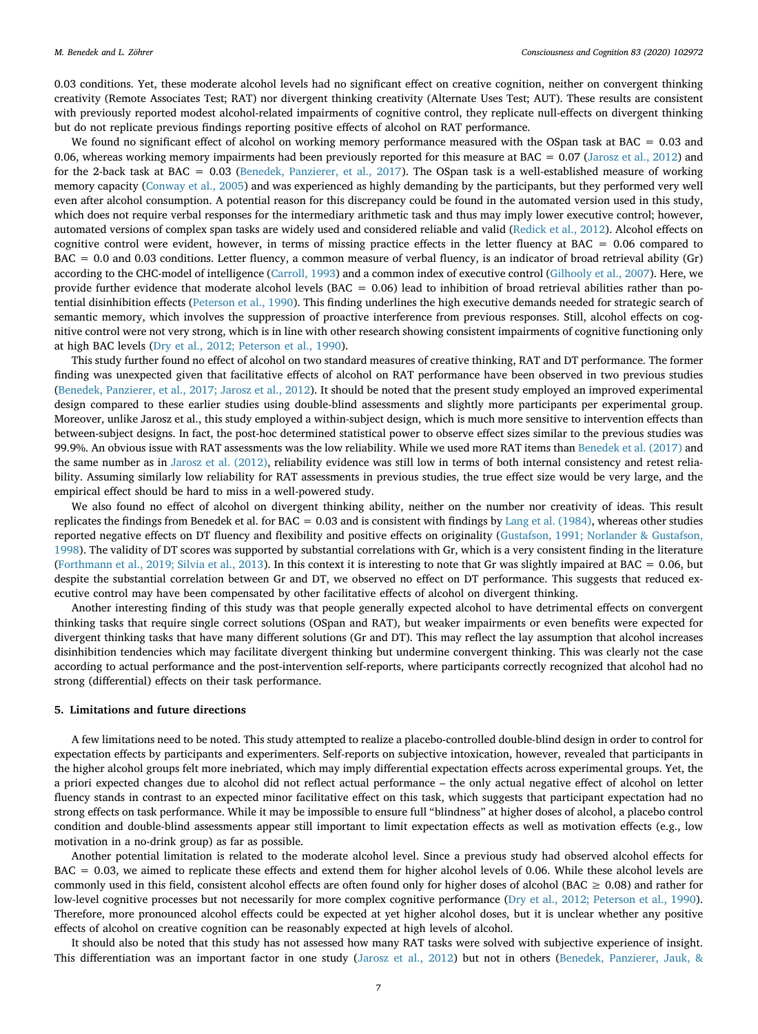0.03 conditions. Yet, these moderate alcohol levels had no significant effect on creative cognition, neither on convergent thinking creativity (Remote Associates Test; RAT) nor divergent thinking creativity (Alternate Uses Test; AUT). These results are consistent with previously reported modest alcohol-related impairments of cognitive control, they replicate null-effects on divergent thinking but do not replicate previous findings reporting positive effects of alcohol on RAT performance.

We found no significant effect of alcohol on working memory performance measured with the OSpan task at BAC = 0.03 and 0.06, whereas working memory impairments had been previously reported for this measure at BAC = 0.07 (Jarosz et al., 2012) and for the 2-back task at BAC = 0.03 (Benedek, Panzierer, et al., 2017). The OSpan task is a well-established measure of working memory capacity (Conway et al., 2005) and was experienced as highly demanding by the participants, but they performed very well even after alcohol consumption. A potential reason for this discrepancy could be found in the automated version used in this study, which does not require verbal responses for the intermediary arithmetic task and thus may imply lower executive control; however, automated versions of complex span tasks are widely used and considered reliable and valid (Redick et al., 2012). Alcohol effects on cognitive control were evident, however, in terms of missing practice effects in the letter fluency at BAC = 0.06 compared to BAC = 0.0 and 0.03 conditions. Letter fluency, a common measure of verbal fluency, is an indicator of broad retrieval ability (Gr) according to the CHC-model of intelligence (Carroll, 1993) and a common index of executive control (Gilhooly et al., 2007). Here, we provide further evidence that moderate alcohol levels (BAC = 0.06) lead to inhibition of broad retrieval abilities rather than potential disinhibition effects (Peterson et al., 1990). This finding underlines the high executive demands needed for strategic search of semantic memory, which involves the suppression of proactive interference from previous responses. Still, alcohol effects on cognitive control were not very strong, which is in line with other research showing consistent impairments of cognitive functioning only at high BAC levels (Dry et al., 2012; Peterson et al., 1990).

This study further found no effect of alcohol on two standard measures of creative thinking, RAT and DT performance. The former finding was unexpected given that facilitative effects of alcohol on RAT performance have been observed in two previous studies (Benedek, Panzierer, et al., 2017; Jarosz et al., 2012). It should be noted that the present study employed an improved experimental design compared to these earlier studies using double-blind assessments and slightly more participants per experimental group. Moreover, unlike Jarosz et al., this study employed a within-subject design, which is much more sensitive to intervention effects than between-subject designs. In fact, the post-hoc determined statistical power to observe effect sizes similar to the previous studies was 99.9%. An obvious issue with RAT assessments was the low reliability. While we used more RAT items than Benedek et al. (2017) and the same number as in Jarosz et al. (2012), reliability evidence was still low in terms of both internal consistency and retest reliability. Assuming similarly low reliability for RAT assessments in previous studies, the true effect size would be very large, and the empirical effect should be hard to miss in a well-powered study.

We also found no effect of alcohol on divergent thinking ability, neither on the number nor creativity of ideas. This result replicates the findings from Benedek et al. for BAC = 0.03 and is consistent with findings by Lang et al. (1984), whereas other studies reported negative effects on DT fluency and flexibility and positive effects on originality (Gustafson, 1991; Norlander & Gustafson, 1998). The validity of DT scores was supported by substantial correlations with Gr, which is a very consistent finding in the literature (Forthmann et al., 2019; Silvia et al., 2013). In this context it is interesting to note that Gr was slightly impaired at BAC = 0.06, but despite the substantial correlation between Gr and DT, we observed no effect on DT performance. This suggests that reduced executive control may have been compensated by other facilitative effects of alcohol on divergent thinking.

Another interesting finding of this study was that people generally expected alcohol to have detrimental effects on convergent thinking tasks that require single correct solutions (OSpan and RAT), but weaker impairments or even benefits were expected for divergent thinking tasks that have many different solutions (Gr and DT). This may reflect the lay assumption that alcohol increases disinhibition tendencies which may facilitate divergent thinking but undermine convergent thinking. This was clearly not the case according to actual performance and the post-intervention self-reports, where participants correctly recognized that alcohol had no strong (differential) effects on their task performance.

## 5. Limitations and future directions

A few limitations need to be noted. This study attempted to realize a placebo-controlled double-blind design in order to control for expectation effects by participants and experimenters. Self-reports on subjective intoxication, however, revealed that participants in the higher alcohol groups felt more inebriated, which may imply differential expectation effects across experimental groups. Yet, the a priori expected changes due to alcohol did not reflect actual performance – the only actual negative effect of alcohol on letter fluency stands in contrast to an expected minor facilitative effect on this task, which suggests that participant expectation had no strong effects on task performance. While it may be impossible to ensure full "blindness" at higher doses of alcohol, a placebo control condition and double-blind assessments appear still important to limit expectation effects as well as motivation effects (e.g., low motivation in a no-drink group) as far as possible.

Another potential limitation is related to the moderate alcohol level. Since a previous study had observed alcohol effects for BAC = 0.03, we aimed to replicate these effects and extend them for higher alcohol levels of 0.06. While these alcohol levels are commonly used in this field, consistent alcohol effects are often found only for higher doses of alcohol (BAC ≥ 0.08) and rather for low-level cognitive processes but not necessarily for more complex cognitive performance (Dry et al., 2012; Peterson et al., 1990). Therefore, more pronounced alcohol effects could be expected at yet higher alcohol doses, but it is unclear whether any positive effects of alcohol on creative cognition can be reasonably expected at high levels of alcohol.

It should also be noted that this study has not assessed how many RAT tasks were solved with subjective experience of insight. This differentiation was an important factor in one study (Jarosz et al., 2012) but not in others (Benedek, Panzierer, Jauk, &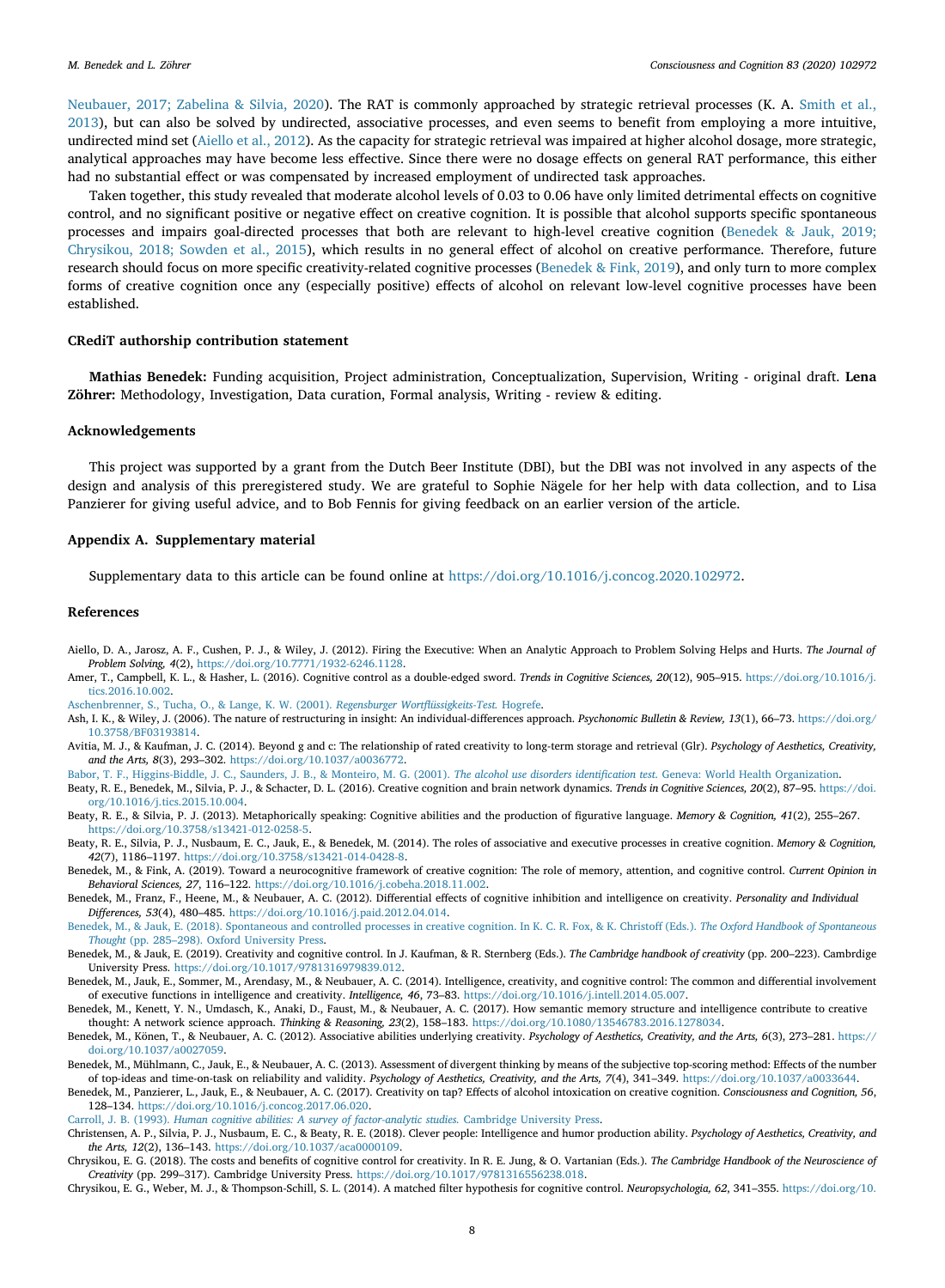Neubauer, 2017; Zabelina & Silvia, 2020). The RAT is commonly approached by strategic retrieval processes (K. A. Smith et al., 2013), but can also be solved by undirected, associative processes, and even seems to benefit from employing a more intuitive, undirected mind set (Aiello et al., 2012). As the capacity for strategic retrieval was impaired at higher alcohol dosage, more strategic, analytical approaches may have become less effective. Since there were no dosage effects on general RAT performance, this either had no substantial effect or was compensated by increased employment of undirected task approaches.

Taken together, this study revealed that moderate alcohol levels of 0.03 to 0.06 have only limited detrimental effects on cognitive control, and no significant positive or negative effect on creative cognition. It is possible that alcohol supports specific spontaneous processes and impairs goal-directed processes that both are relevant to high-level creative cognition (Benedek & Jauk, 2019; Chrysikou, 2018; Sowden et al., 2015), which results in no general effect of alcohol on creative performance. Therefore, future research should focus on more specific creativity-related cognitive processes (Benedek & Fink, 2019), and only turn to more complex forms of creative cognition once any (especially positive) effects of alcohol on relevant low-level cognitive processes have been established.

## CRediT authorship contribution statement

**Mathias Benedek:** Funding acquisition, Project administration, Conceptualization, Supervision, Writing - original draft. **Lena Zöhrer:** Methodology, Investigation, Data curation, Formal analysis, Writing - review & editing.

## Acknowledgements

This project was supported by a grant from the Dutch Beer Institute (DBI), but the DBI was not involved in any aspects of the design and analysis of this preregistered study. We are grateful to Sophie Nägele for her help with data collection, and to Lisa Panzierer for giving useful advice, and to Bob Fennis for giving feedback on an earlier version of the article.

## Appendix A. Supplementary material

Supplementary data to this article can be found online at https://doi.org/10.1016/j.concog.2020.102972.

## References

Aiello, D. A., Jarosz, A. F., Cushen, P. J., & Wiley, J. (2012). Firing the Executive: When an Analytic Approach to Problem Solving Helps and Hurts. *The Journal of Problem Solving, 4*(2), https://doi.org/10.7771/1932-6246.1128.

Amer, T., Campbell, K. L., & Hasher, L. (2016). Cognitive control as a double-edged sword. *Trends in Cognitive Sciences, 20*(12), 905–915. https://doi.org/10.1016/j.tics.2016.10.002.

Aschenbrenner, S., Tucha, O., & Lange, K. W. (2001). *Regensburger Wortflüssigkeits-Test.* Hogrefe.

Ash, I. K., & Wiley, J. (2006). The nature of restructuring in insight: An individual-differences approach. *Psychonomic Bulletin & Review, 13*(1), 66–73. https://doi.org/10.3758/BF03193814.

Avitia, M. J., & Kaufman, J. C. (2014). Beyond g and c: The relationship of rated creativity to long-term storage and retrieval (Glr). *Psychology of Aesthetics, Creativity, and the Arts, 8*(3), 293–302. https://doi.org/10.1037/a0036772.

Babor, T. F., Higgins-Biddle, J. C., Saunders, J. B., & Monteiro, M. G. (2001). *The alcohol use disorders identification test.* Geneva: World Health Organization.

Beaty, R. E., Benedek, M., Silvia, P. J., & Schacter, D. L. (2016). Creative cognition and brain network dynamics. *Trends in Cognitive Sciences, 20*(2), 87–95. https://doi.org/10.1016/j.tics.2015.10.004.

Beaty, R. E., & Silvia, P. J. (2013). Metaphorically speaking: Cognitive abilities and the production of figurative language. *Memory & Cognition, 41*(2), 255–267. https://doi.org/10.3758/s13421-012-0258-5.

Beaty, R. E., Silvia, P. J., Nusbaum, E. C., Jauk, E., & Benedek, M. (2014). The roles of associative and executive processes in creative cognition. *Memory & Cognition, 42*(7), 1186–1197. https://doi.org/10.3758/s13421-014-0428-8.

Benedek, M., & Fink, A. (2019). Toward a neurocognitive framework of creative cognition: The role of memory, attention, and cognitive control. *Current Opinion in Behavioral Sciences, 27*, 116–122. https://doi.org/10.1016/j.cobeha.2018.11.002.

Benedek, M., Franz, F., Heene, M., & Neubauer, A. C. (2012). Differential effects of cognitive inhibition and intelligence on creativity. *Personality and Individual Differences, 53*(4), 480–485. https://doi.org/10.1016/j.paid.2012.04.014.

Benedek, M., & Jauk, E. (2018). Spontaneous and controlled processes in creative cognition. In K. C. R. Fox, & K. Christoff (Eds.). *The Oxford Handbook of Spontaneous Thought* (pp. 285–298). Oxford University Press.

Benedek, M., & Jauk, E. (2019). Creativity and cognitive control. In J. Kaufman, & R. Sternberg (Eds.). *The Cambridge handbook of creativity* (pp. 200–223). Cambrdige University Press. https://doi.org/10.1017/9781316979839.012.

Benedek, M., Jauk, E., Sommer, M., Arendasy, M., & Neubauer, A. C. (2014). Intelligence, creativity, and cognitive control: The common and differential involvement of executive functions in intelligence and creativity. *Intelligence, 46*, 73–83. https://doi.org/10.1016/j.intell.2014.05.007.

Benedek, M., Kenett, Y. N., Umdasch, K., Anaki, D., Faust, M., & Neubauer, A. C. (2017). How semantic memory structure and intelligence contribute to creative thought: A network science approach. *Thinking & Reasoning, 23*(2), 158–183. https://doi.org/10.1080/13546783.2016.1278034.

Benedek, M., Könen, T., & Neubauer, A. C. (2012). Associative abilities underlying creativity. *Psychology of Aesthetics, Creativity, and the Arts, 6*(3), 273–281. https://doi.org/10.1037/a0027059.

Benedek, M., Mühlmann, C., Jauk, E., & Neubauer, A. C. (2013). Assessment of divergent thinking by means of the subjective top-scoring method: Effects of the number of top-ideas and time-on-task on reliability and validity. *Psychology of Aesthetics, Creativity, and the Arts, 7*(4), 341–349. https://doi.org/10.1037/a0033644.

Benedek, M., Panzierer, L., Jauk, E., & Neubauer, A. C. (2017). Creativity on tap? Effects of alcohol intoxication on creative cognition. *Consciousness and Cognition, 56*, 128–134. https://doi.org/10.1016/j.concog.2017.06.020.

Carroll, J. B. (1993). *Human cognitive abilities: A survey of factor-analytic studies.* Cambridge University Press.

Christensen, A. P., Silvia, P. J., Nusbaum, E. C., & Beaty, R. E. (2018). Clever people: Intelligence and humor production ability. *Psychology of Aesthetics, Creativity, and the Arts, 12*(2), 136–143. https://doi.org/10.1037/aca0000109.

Chrysikou, E. G. (2018). The costs and benefits of cognitive control for creativity. In R. E. Jung, & O. Vartanian (Eds.). *The Cambridge Handbook of the Neuroscience of Creativity* (pp. 299–317). Cambridge University Press. https://doi.org/10.1017/9781316556238.018.

Chrysikou, E. G., Weber, M. J., & Thompson-Schill, S. L. (2014). A matched filter hypothesis for cognitive control. *Neuropsychologia, 62*, 341–355. https://doi.org/10.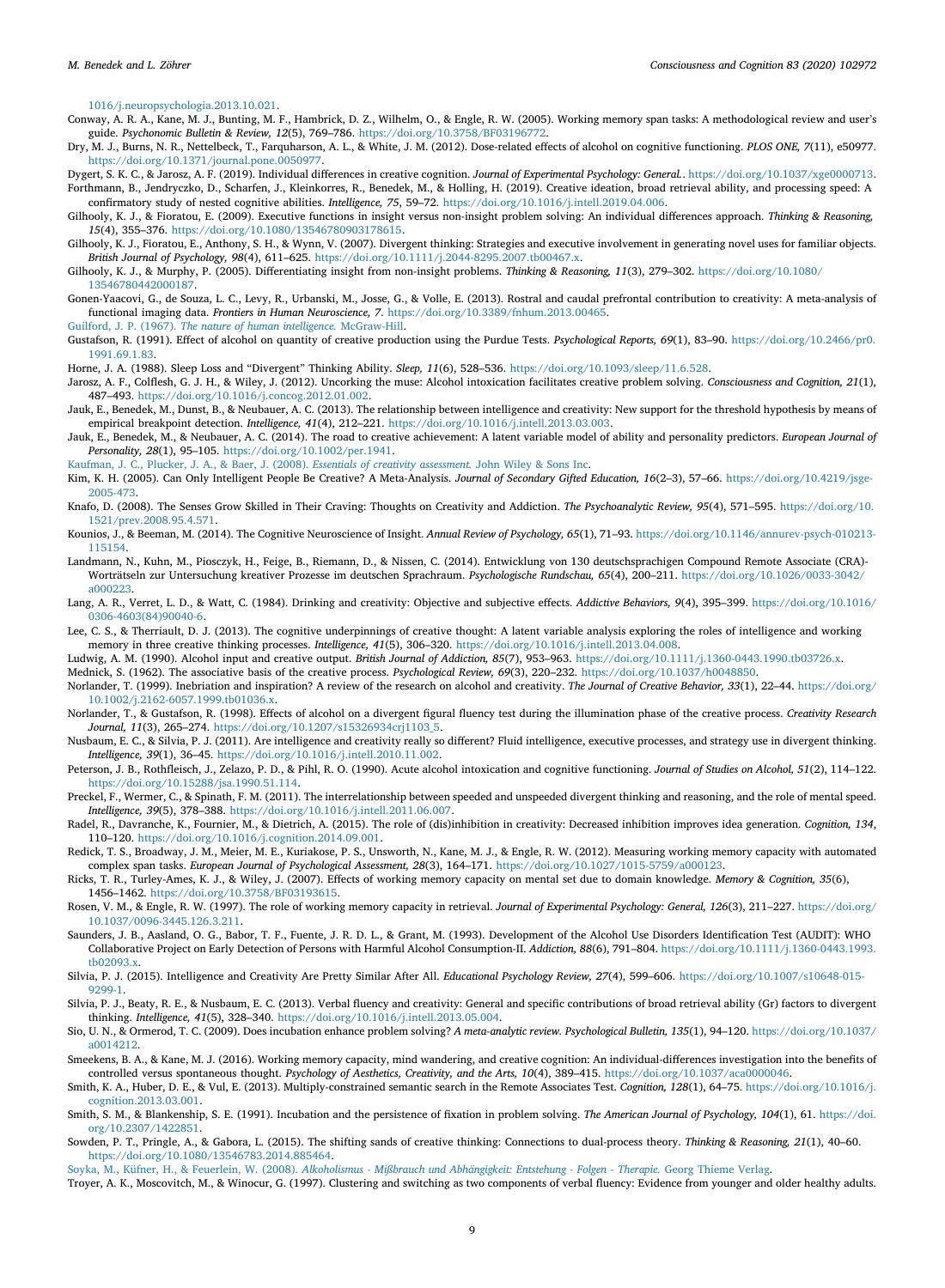1016/j.neuropsychologia.2013.10.021.

Conway, A. R. A., Kane, M. J., Bunting, M. F., Hambrick, D. Z., Wilhelm, O., & Engle, R. W. (2005). Working memory span tasks: A methodological review and user's guide. *Psychonomic Bulletin & Review, 12*(5), 769–786. https://doi.org/10.3758/BF03196772.

Dry, M. J., Burns, N. R., Nettelbeck, T., Farquharson, A. L., & White, J. M. (2012). Dose-related effects of alcohol on cognitive functioning. *PLOS ONE, 7*(11), e50977. https://doi.org/10.1371/journal.pone.0050977.

Dygert, S. K. C., & Jarosz, A. F. (2019). Individual differences in creative cognition. *Journal of Experimental Psychology: General.*. https://doi.org/10.1037/xge0000713.

Forthmann, B., Jendryczko, D., Scharfen, J., Kleinkorres, R., Benedek, M., & Holling, H. (2019). Creative ideation, broad retrieval ability, and processing speed: A confirmatory study of nested cognitive abilities. *Intelligence, 75*, 59–72. https://doi.org/10.1016/j.intell.2019.04.006.

Gilhooly, K. J., & Fioratou, E. (2009). Executive functions in insight versus non-insight problem solving: An individual differences approach. *Thinking & Reasoning, 15*(4), 355–376. https://doi.org/10.1080/13546780903178615.

Gilhooly, K. J., Fioratou, E., Anthony, S. H., & Wynn, V. (2007). Divergent thinking: Strategies and executive involvement in generating novel uses for familiar objects. *British Journal of Psychology, 98*(4), 611–625. https://doi.org/10.1111/j.2044-8295.2007.tb00467.x.

Gilhooly, K. J., & Murphy, P. (2005). Differentiating insight from non-insight problems. *Thinking & Reasoning, 11*(3), 279–302. https://doi.org/10.1080/13546780442000187.

Gonen-Yaacovi, G., de Souza, L. C., Levy, R., Urbanski, M., Josse, G., & Volle, E. (2013). Rostral and caudal prefrontal contribution to creativity: A meta-analysis of functional imaging data. *Frontiers in Human Neuroscience, 7*. https://doi.org/10.3389/fnhum.2013.00465.

Guilford, J. P. (1967). *The nature of human intelligence.* McGraw-Hill.

Gustafson, R. (1991). Effect of alcohol on quantity of creative production using the Purdue Tests. *Psychological Reports, 69*(1), 83–90. https://doi.org/10.2466/pr0.1991.69.1.83.

Horne, J. A. (1988). Sleep Loss and "Divergent" Thinking Ability. *Sleep, 11*(6), 528–536. https://doi.org/10.1093/sleep/11.6.528.

Jarosz, A. F., Colflesh, G. J. H., & Wiley, J. (2012). Uncorking the muse: Alcohol intoxication facilitates creative problem solving. *Consciousness and Cognition, 21*(1), 487–493. https://doi.org/10.1016/j.concog.2012.01.002.

Jauk, E., Benedek, M., Dunst, B., & Neubauer, A. C. (2013). The relationship between intelligence and creativity: New support for the threshold hypothesis by means of empirical breakpoint detection. *Intelligence, 41*(4), 212–221. https://doi.org/10.1016/j.intell.2013.03.003.

Jauk, E., Benedek, M., & Neubauer, A. C. (2014). The road to creative achievement: A latent variable model of ability and personality predictors. *European Journal of Personality, 28*(1), 95–105. https://doi.org/10.1002/per.1941.

Kaufman, J. C., Plucker, J. A., & Baer, J. (2008). *Essentials of creativity assessment.* John Wiley & Sons Inc.

Kim, K. H. (2005). Can Only Intelligent People Be Creative? A Meta-Analysis. *Journal of Secondary Gifted Education, 16*(2–3), 57–66. https://doi.org/10.4219/jsge-2005-473.

Knafo, D. (2008). The Senses Grow Skilled in Their Craving: Thoughts on Creativity and Addiction. *The Psychoanalytic Review, 95*(4), 571–595. https://doi.org/10.1521/prev.2008.95.4.571.

Kounios, J., & Beeman, M. (2014). The Cognitive Neuroscience of Insight. *Annual Review of Psychology, 65*(1), 71–93. https://doi.org/10.1146/annurev-psych-010213-115154.

Landmann, N., Kuhn, M., Piosczyk, H., Feige, B., Riemann, D., & Nissen, C. (2014). Entwicklung von 130 deutschsprachigen Compound Remote Associate (CRA)-Worträtseln zur Untersuchung kreativer Prozesse im deutschen Sprachraum. *Psychologische Rundschau, 65*(4), 200–211. https://doi.org/10.1026/0033-3042/a000223.

Lang, A. R., Verret, L. D., & Watt, C. (1984). Drinking and creativity: Objective and subjective effects. *Addictive Behaviors, 9*(4), 395–399. https://doi.org/10.1016/0306-4603(84)90040-6.

Lee, C. S., & Therriault, D. J. (2013). The cognitive underpinnings of creative thought: A latent variable analysis exploring the roles of intelligence and working memory in three creative thinking processes. *Intelligence, 41*(5), 306–320. https://doi.org/10.1016/j.intell.2013.04.008.

Ludwig, A. M. (1990). Alcohol input and creative output. *British Journal of Addiction, 85*(7), 953–963. https://doi.org/10.1111/j.1360-0443.1990.tb03726.x.

Mednick, S. (1962). The associative basis of the creative process. *Psychological Review, 69*(3), 220–232. https://doi.org/10.1037/h0048850.

Norlander, T. (1999). Inebriation and inspiration? A review of the research on alcohol and creativity. *The Journal of Creative Behavior, 33*(1), 22–44. https://doi.org/10.1002/j.2162-6057.1999.tb01036.x.

Norlander, T., & Gustafson, R. (1998). Effects of alcohol on a divergent figural fluency test during the illumination phase of the creative process. *Creativity Research Journal, 11*(3), 265–274. https://doi.org/10.1207/s15326934crj1103_5.

Nusbaum, E. C., & Silvia, P. J. (2011). Are intelligence and creativity really so different? Fluid intelligence, executive processes, and strategy use in divergent thinking. *Intelligence, 39*(1), 36–45. https://doi.org/10.1016/j.intell.2010.11.002.

Peterson, J. B., Rothfleisch, J., Zelazo, P. D., & Pihl, R. O. (1990). Acute alcohol intoxication and cognitive functioning. *Journal of Studies on Alcohol, 51*(2), 114–122. https://doi.org/10.15288/jsa.1990.51.114.

Preckel, F., Wermer, C., & Spinath, F. M. (2011). The interrelationship between speeded and unspeeded divergent thinking and reasoning, and the role of mental speed. *Intelligence, 39*(5), 378–388. https://doi.org/10.1016/j.intell.2011.06.007.

Radel, R., Davranche, K., Fournier, M., & Dietrich, A. (2015). The role of (dis)inhibition in creativity: Decreased inhibition improves idea generation. *Cognition, 134*, 110–120. https://doi.org/10.1016/j.cognition.2014.09.001.

Redick, T. S., Broadway, J. M., Meier, M. E., Kuriakose, P. S., Unsworth, N., Kane, M. J., & Engle, R. W. (2012). Measuring working memory capacity with automated complex span tasks. *European Journal of Psychological Assessment, 28*(3), 164–171. https://doi.org/10.1027/1015-5759/a000123.

Ricks, T. R., Turley-Ames, K. J., & Wiley, J. (2007). Effects of working memory capacity on mental set due to domain knowledge. *Memory & Cognition, 35*(6), 1456–1462. https://doi.org/10.3758/BF03193615.

Rosen, V. M., & Engle, R. W. (1997). The role of working memory capacity in retrieval. *Journal of Experimental Psychology: General, 126*(3), 211–227. https://doi.org/10.1037/0096-3445.126.3.211.

Saunders, J. B., Aasland, O. G., Babor, T. F., Fuente, J. R. D. L., & Grant, M. (1993). Development of the Alcohol Use Disorders Identification Test (AUDIT): WHO Collaborative Project on Early Detection of Persons with Harmful Alcohol Consumption-II. *Addiction, 88*(6), 791–804. https://doi.org/10.1111/j.1360-0443.1993.tb02093.x.

Silvia, P. J. (2015). Intelligence and Creativity Are Pretty Similar After All. *Educational Psychology Review, 27*(4), 599–606. https://doi.org/10.1007/s10648-015-9299-1.

Silvia, P. J., Beaty, R. E., & Nusbaum, E. C. (2013). Verbal fluency and creativity: General and specific contributions of broad retrieval ability (Gr) factors to divergent thinking. *Intelligence, 41*(5), 328–340. https://doi.org/10.1016/j.intell.2013.05.004.

Sio, U. N., & Ormerod, T. C. (2009). Does incubation enhance problem solving? *A meta-analytic review. Psychological Bulletin, 135*(1), 94–120. https://doi.org/10.1037/a0014212.

Smeekens, B. A., & Kane, M. J. (2016). Working memory capacity, mind wandering, and creative cognition: An individual-differences investigation into the benefits of controlled versus spontaneous thought. *Psychology of Aesthetics, Creativity, and the Arts, 10*(4), 389–415. https://doi.org/10.1037/aca0000046.

Smith, K. A., Huber, D. E., & Vul, E. (2013). Multiply-constrained semantic search in the Remote Associates Test. *Cognition, 128*(1), 64–75. https://doi.org/10.1016/j.cognition.2013.03.001.

Smith, S. M., & Blankenship, S. E. (1991). Incubation and the persistence of fixation in problem solving. *The American Journal of Psychology, 104*(1), 61. https://doi.org/10.2307/1422851.

Sowden, P. T., Pringle, A., & Gabora, L. (2015). The shifting sands of creative thinking: Connections to dual-process theory. *Thinking & Reasoning, 21*(1), 40–60. https://doi.org/10.1080/13546783.2014.885464.

Soyka, M., Küfner, H., & Feuerlein, W. (2008). *Alkoholismus - Mißbrauch und Abhängigkeit: Entstehung - Folgen - Therapie.* Georg Thieme Verlag.

Troyer, A. K., Moscovitch, M., & Winocur, G. (1997). Clustering and switching as two components of verbal fluency: Evidence from younger and older healthy adults.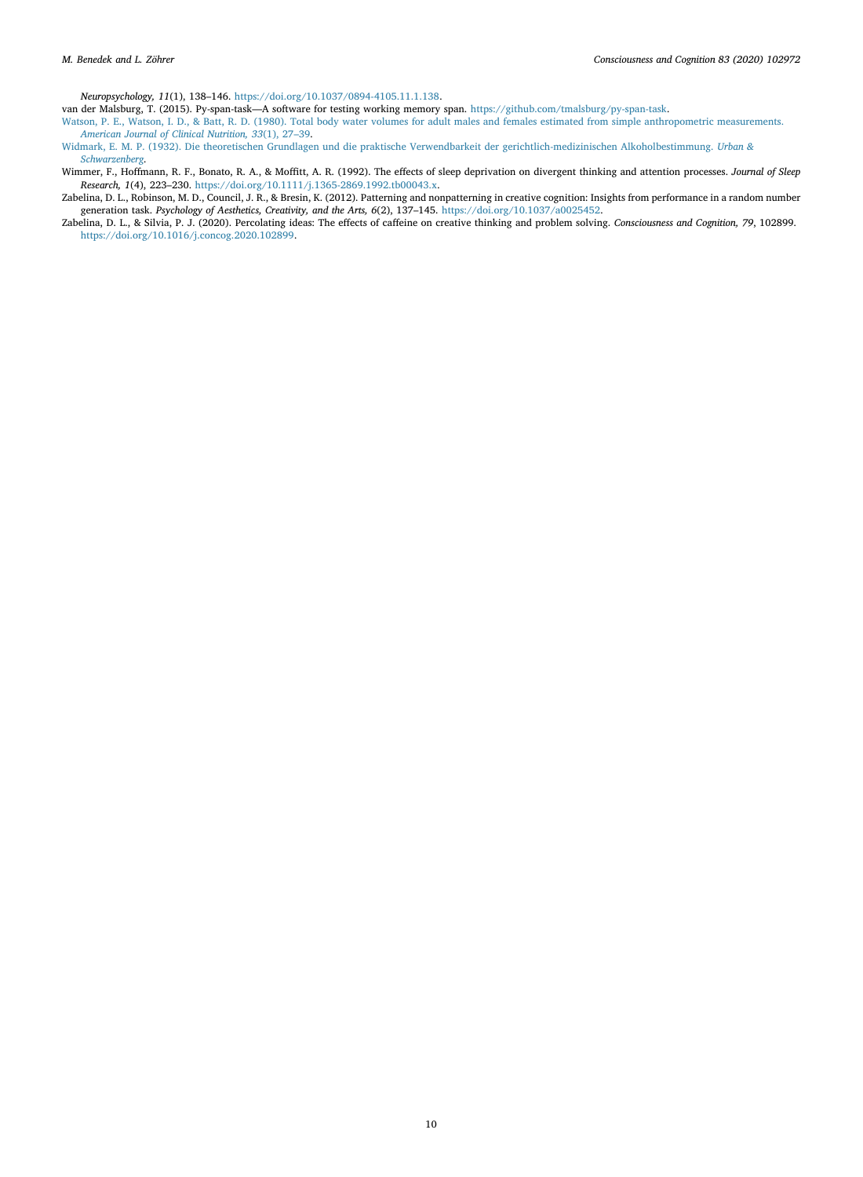*Neuropsychology, 11*(1), 138–146. https://doi.org/10.1037/0894-4105.11.1.138.

van der Malsburg, T. (2015). Py-span-task—A software for testing working memory span. https://github.com/tmalsburg/py-span-task.

Watson, P. E., Watson, I. D., & Batt, R. D. (1980). Total body water volumes for adult males and females estimated from simple anthropometric measurements. *American Journal of Clinical Nutrition, 33*(1), 27–39.

Widmark, E. M. P. (1932). Die theoretischen Grundlagen und die praktische Verwendbarkeit der gerichtlich-medizinischen Alkoholbestimmung. *Urban & Schwarzenberg*.

Wimmer, F., Hoffmann, R. F., Bonato, R. A., & Moffitt, A. R. (1992). The effects of sleep deprivation on divergent thinking and attention processes. *Journal of Sleep Research, 1*(4), 223–230. https://doi.org/10.1111/j.1365-2869.1992.tb00043.x.

Zabelina, D. L., Robinson, M. D., Council, J. R., & Bresin, K. (2012). Patterning and nonpatterning in creative cognition: Insights from performance in a random number generation task. *Psychology of Aesthetics, Creativity, and the Arts, 6*(2), 137–145. https://doi.org/10.1037/a0025452.

Zabelina, D. L., & Silvia, P. J. (2020). Percolating ideas: The effects of caffeine on creative thinking and problem solving. *Consciousness and Cognition, 79*, 102899. https://doi.org/10.1016/j.concog.2020.102899.